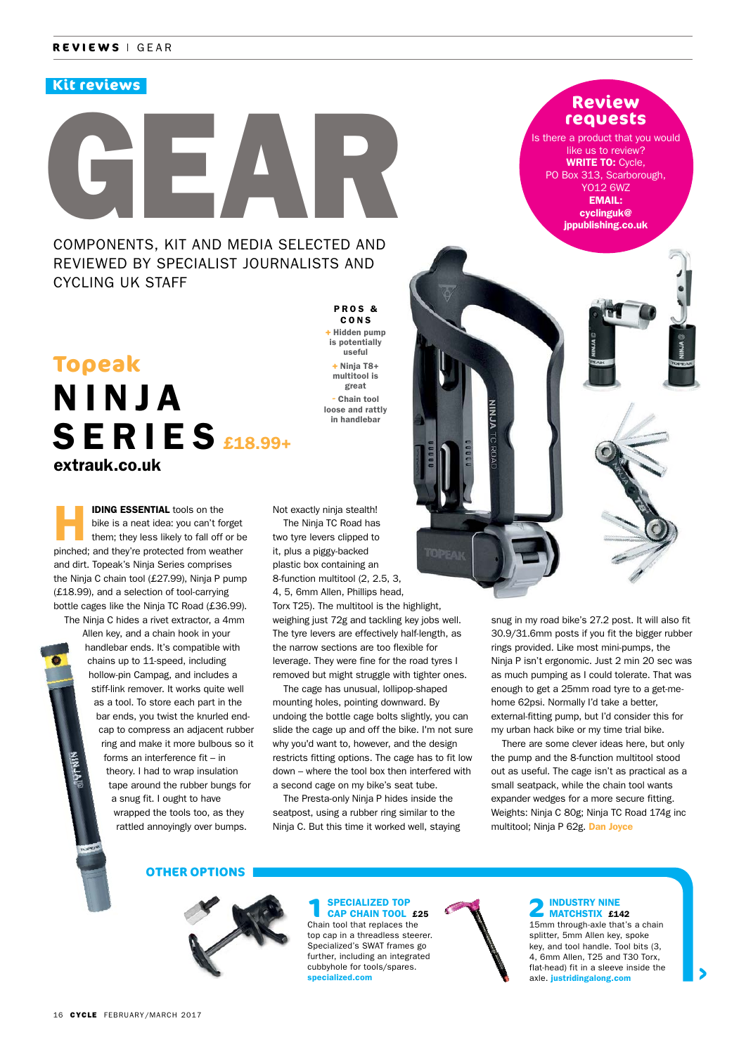Kit reviews

# GEAR

COMPONENTS, KIT AND MEDIA SELECTED AND REVIEWED BY SPECIALIST JOURNALISTS AND CYCLING UK STAFF

**Review requests**

Is there a product that you would like us to review? **WRITE TO:** Cycle, PO Box 313, Scarborough, YO12 6WZ **EMAIL:** **cyclinguk@jppublishing.co.uk**

## Topeak NINJA SERIES £18.99+

**extrauk.co.uk**

**PROS & CONS**

+ Hidden pump is potentially useful
+ Ninja T8+ multitool is great
- Chain tool loose and rattly in handlebar

**HIDING ESSENTIAL** tools on the bike is a neat idea: you can't forget them; they less likely to fall off or be pinched; and they're protected from weather and dirt. Topeak's Ninja Series comprises the Ninja C chain tool (£27.99), Ninja P pump (£18.99), and a selection of tool-carrying bottle cages like the Ninja TC Road (£36.99).

The Ninja C hides a rivet extractor, a 4mm Allen key, and a chain hook in your handlebar ends. It's compatible with chains up to 11-speed, including hollow-pin Campag, and includes a stiff-link remover. It works quite well as a tool. To store each part in the bar ends, you twist the knurled end-cap to compress an adjacent rubber ring and make it more bulbous so it forms an interference fit – in theory. I had to wrap insulation tape around the rubber bungs for a snug fit. I ought to have wrapped the tools too, as they rattled annoyingly over bumps. Not exactly ninja stealth!

The Ninja TC Road has two tyre levers clipped to it, plus a piggy-backed plastic box containing an 8-function multitool (2, 2.5, 3, 4, 5, 6mm Allen, Phillips head, Torx T25). The multitool is the highlight, weighing just 72g and tackling key jobs well. The tyre levers are effectively half-length, as the narrow sections are too flexible for leverage. They were fine for the road tyres I removed but might struggle with tighter ones.

The cage has unusual, lollipop-shaped mounting holes, pointing downward. By undoing the bottle cage bolts slightly, you can slide the cage up and off the bike. I'm not sure why you'd want to, however, and the design restricts fitting options. The cage has to fit low down – where the tool box then interfered with a second cage on my bike's seat tube.

The Presta-only Ninja P hides inside the seatpost, using a rubber ring similar to the Ninja C. But this time it worked well, staying snug in my road bike's 27.2 post. It will also fit 30.9/31.6mm posts if you fit the bigger rubber rings provided. Like most mini-pumps, the Ninja P isn't ergonomic. Just 2 min 20 sec was as much pumping as I could tolerate. That was enough to get a 25mm road tyre to a get-me-home 62psi. Normally I'd take a better, external-fitting pump, but I'd consider this for my urban hack bike or my time trial bike.

There are some clever ideas here, but only the pump and the 8-function multitool stood out as useful. The cage isn't as practical as a small seatpack, while the chain tool wants expander wedges for a more secure fitting. Weights: Ninja C 80g; Ninja TC Road 174g inc multitool; Ninja P 62g. **Dan Joyce**

### OTHER OPTIONS

**1 SPECIALIZED TOP CAP CHAIN TOOL £25**

Chain tool that replaces the top cap in a threadless steerer. Specialized's SWAT frames go further, including an integrated cubbyhole for tools/spares. **specialized.com**

**2 INDUSTRY NINE MATCHSTIX £142**

15mm through-axle that's a chain splitter, 5mm Allen key, spoke key, and tool handle. Tool bits (3, 4, 6mm Allen, T25 and T30 Torx, flat-head) fit in a sleeve inside the axle. **justridingalong.com**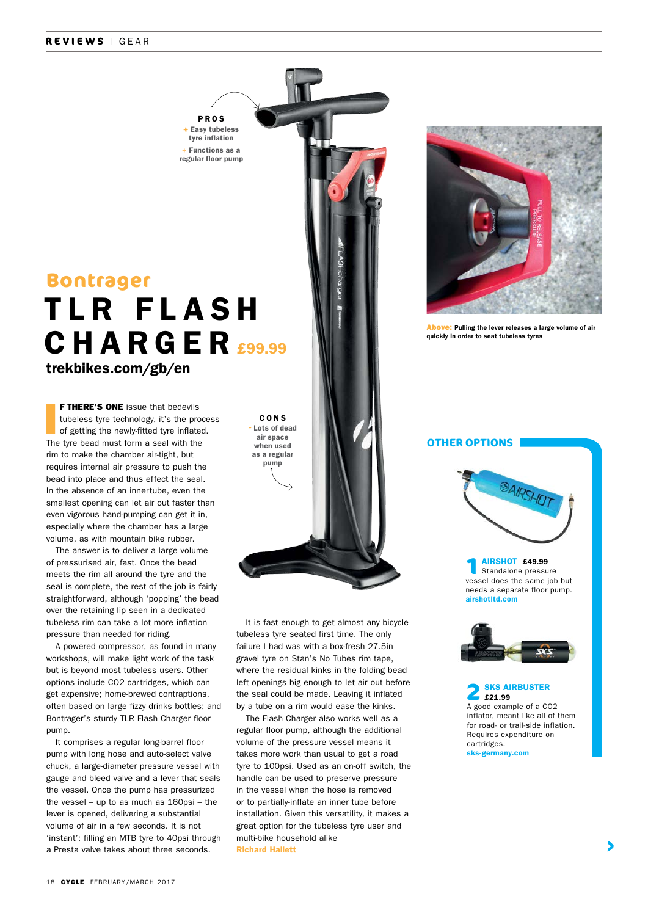# Bontrager TLR FLASH CHARGER £99.99

**trekbikes.com/gb/en**

**PROS**

+ Easy tubeless tyre inflation
+ Functions as a regular floor pump

**CONS**

- Lots of dead air space when used as a regular pump

**IF THERE'S ONE** issue that bedevils tubeless tyre technology, it's the process of getting the newly-fitted tyre inflated. The tyre bead must form a seal with the rim to make the chamber air-tight, but requires internal air pressure to push the bead into place and thus effect the seal. In the absence of an innertube, even the smallest opening can let air out faster than even vigorous hand-pumping can get it in, especially where the chamber has a large volume, as with mountain bike rubber.

The answer is to deliver a large volume of pressurised air, fast. Once the bead meets the rim all around the tyre and the seal is complete, the rest of the job is fairly straightforward, although 'popping' the bead over the retaining lip seen in a dedicated tubeless rim can take a lot more inflation pressure than needed for riding.

A powered compressor, as found in many workshops, will make light work of the task but is beyond most tubeless users. Other options include CO2 cartridges, which can get expensive; home-brewed contraptions, often based on large fizzy drinks bottles; and Bontrager's sturdy TLR Flash Charger floor pump.

It comprises a regular long-barrel floor pump with long hose and auto-select valve chuck, a large-diameter pressure vessel with gauge and bleed valve and a lever that seals the vessel. Once the pump has pressurized the vessel – up to as much as 160psi – the lever is opened, delivering a substantial volume of air in a few seconds. It is not 'instant'; filling an MTB tyre to 40psi through a Presta valve takes about three seconds.

It is fast enough to get almost any bicycle tubeless tyre seated first time. The only failure I had was with a box-fresh 27.5in gravel tyre on Stan's No Tubes rim tape, where the residual kinks in the folding bead left openings big enough to let air out before the seal could be made. Leaving it inflated by a tube on a rim would ease the kinks.

The Flash Charger also works well as a regular floor pump, although the additional volume of the pressure vessel means it takes more work than usual to get a road tyre to 100psi. Used as an on-off switch, the handle can be used to preserve pressure in the vessel when the hose is removed or to partially-inflate an inner tube before installation. Given this versatility, it makes a great option for the tubeless tyre user and multi-bike household alike

**Richard Hallett**

**Above:** Pulling the lever releases a large volume of air quickly in order to seat tubeless tyres

## OTHER OPTIONS

**1 AIRSHOT £49.99**
Standalone pressure vessel does the same job but needs a separate floor pump.
**airshotltd.com**

**2 SKS AIRBUSTER £21.99**
A good example of a CO2 inflator, meant like all of them for road- or trail-side inflation. Requires expenditure on cartridges.
**sks-germany.com**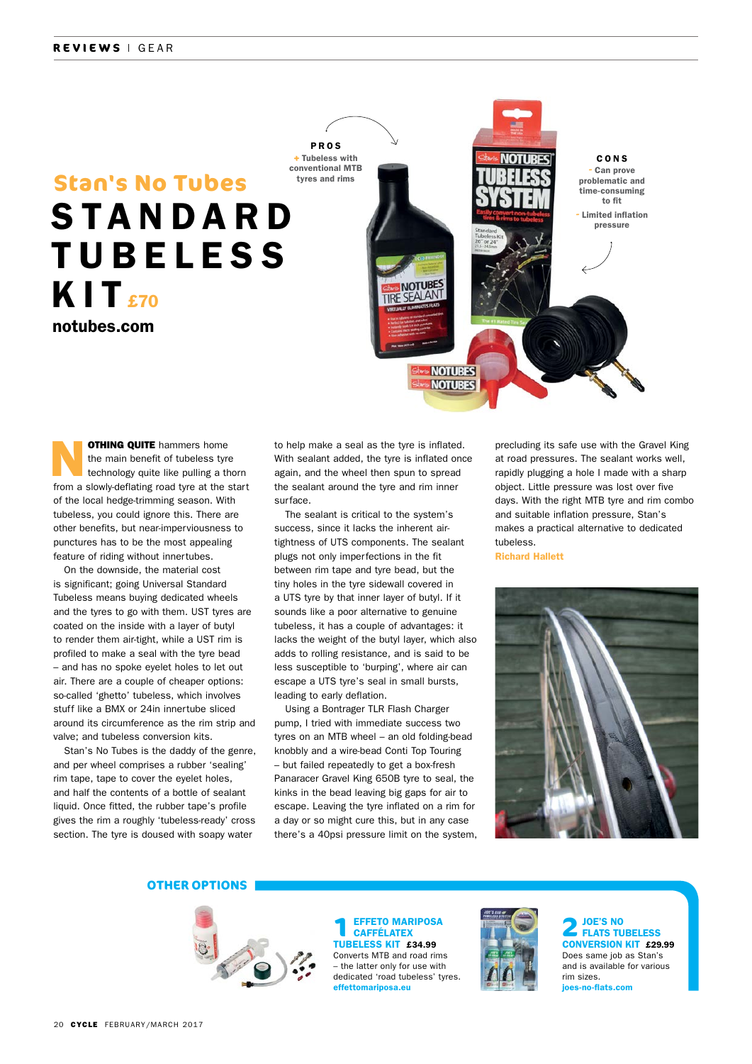# Stan's No Tubes STANDARD TUBELESS KIT £70

notubes.com

**PROS**
+ Tubeless with conventional MTB tyres and rims

**CONS**
- Can prove problematic and time-consuming to fit
- Limited inflation pressure

**NOTHING QUITE** hammers home the main benefit of tubeless tyre technology quite like pulling a thorn from a slowly-deflating road tyre at the start of the local hedge-trimming season. With tubeless, you could ignore this. There are other benefits, but near-imperviousness to punctures has to be the most appealing feature of riding without innertubes.

On the downside, the material cost is significant; going Universal Standard Tubeless means buying dedicated wheels and the tyres to go with them. UST tyres are coated on the inside with a layer of butyl to render them air-tight, while a UST rim is profiled to make a seal with the tyre bead – and has no spoke eyelet holes to let out air. There are a couple of cheaper options: so-called 'ghetto' tubeless, which involves stuff like a BMX or 24in innertube sliced around its circumference as the rim strip and valve; and tubeless conversion kits.

Stan's No Tubes is the daddy of the genre, and per wheel comprises a rubber 'sealing' rim tape, tape to cover the eyelet holes, and half the contents of a bottle of sealant liquid. Once fitted, the rubber tape's profile gives the rim a roughly 'tubeless-ready' cross section. The tyre is doused with soapy water to help make a seal as the tyre is inflated. With sealant added, the tyre is inflated once again, and the wheel then spun to spread the sealant around the tyre and rim inner surface.

The sealant is critical to the system's success, since it lacks the inherent air-tightness of UTS components. The sealant plugs not only imperfections in the fit between rim tape and tyre bead, but the tiny holes in the tyre sidewall covered in a UTS tyre by that inner layer of butyl. If it sounds like a poor alternative to genuine tubeless, it has a couple of advantages: it lacks the weight of the butyl layer, which also adds to rolling resistance, and is said to be less susceptible to 'burping', where air can escape a UTS tyre's seal in small bursts, leading to early deflation.

Using a Bontrager TLR Flash Charger pump, I tried with immediate success two tyres on an MTB wheel – an old folding-bead knobbly and a wire-bead Conti Top Touring – but failed repeatedly to get a box-fresh Panaracer Gravel King 650B tyre to seal, the kinks in the bead leaving big gaps for air to escape. Leaving the tyre inflated on a rim for a day or so might cure this, but in any case there's a 40psi pressure limit on the system, precluding its safe use with the Gravel King at road pressures. The sealant works well, rapidly plugging a hole I made with a sharp object. Little pressure was lost over five days. With the right MTB tyre and rim combo and suitable inflation pressure, Stan's makes a practical alternative to dedicated tubeless.

**Richard Hallett**

## OTHER OPTIONS

**1 EFFETO MARIPOSA CAFFÉLATEX TUBELESS KIT £34.99**
Converts MTB and road rims – the latter only for use with dedicated 'road tubeless' tyres.
effettomariposa.eu

**2 JOE'S NO FLATS TUBELESS CONVERSION KIT £29.99**
Does same job as Stan's and is available for various rim sizes.
joes-no-flats.com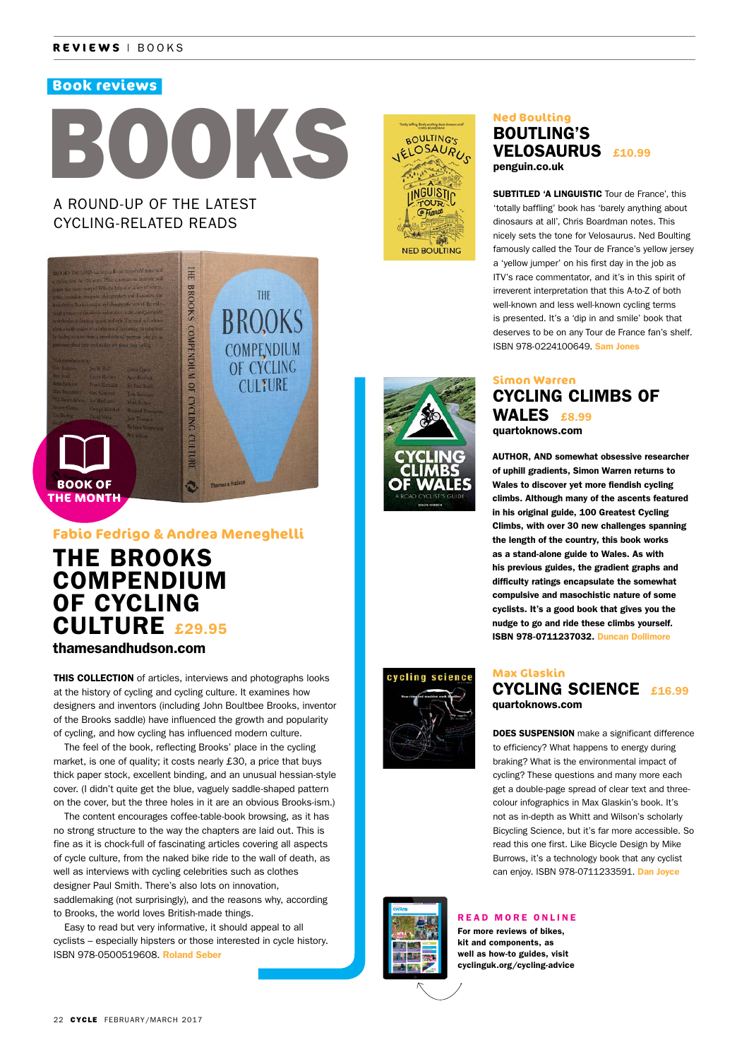Book reviews

# BOOKS

A ROUND-UP OF THE LATEST CYCLING-RELATED READS

BOOK OF THE MONTH

Fabio Fedrigo & Andrea Meneghelli

## THE BROOKS COMPENDIUM OF CYCLING CULTURE £29.95

**thamesandhudson.com**

**THIS COLLECTION** of articles, interviews and photographs looks at the history of cycling and cycling culture. It examines how designers and inventors (including John Boultbee Brooks, inventor of the Brooks saddle) have influenced the growth and popularity of cycling, and how cycling has influenced modern culture.

The feel of the book, reflecting Brooks' place in the cycling market, is one of quality; it costs nearly £30, a price that buys thick paper stock, excellent binding, and an unusual hessian-style cover. (I didn't quite get the blue, vaguely saddle-shaped pattern on the cover, but the three holes in it are an obvious Brooks-ism.)

The content encourages coffee-table-book browsing, as it has no strong structure to the way the chapters are laid out. This is fine as it is chock-full of fascinating articles covering all aspects of cycle culture, from the naked bike ride to the wall of death, as well as interviews with cycling celebrities such as clothes designer Paul Smith. There's also lots on innovation, saddlemaking (not surprisingly), and the reasons why, according to Brooks, the world loves British-made things.

Easy to read but very informative, it should appeal to all cyclists – especially hipsters or those interested in cycle history. ISBN 978-0500519608. Roland Seber

Ned Boulting

## BOUTLING'S VELOSAURUS £10.99

**penguin.co.uk**

**SUBTITLED 'A LINGUISTIC** Tour de France', this 'totally baffling' book has 'barely anything about dinosaurs at all', Chris Boardman notes. This nicely sets the tone for Velosaurus. Ned Boulting famously called the Tour de France's yellow jersey a 'yellow jumper' on his first day in the job as ITV's race commentator, and it's in this spirit of irreverent interpretation that this A-to-Z of both well-known and less well-known cycling terms is presented. It's a 'dip in and smile' book that deserves to be on any Tour de France fan's shelf. ISBN 978-0224100649. Sam Jones

Simon Warren

## CYCLING CLIMBS OF WALES £8.99

**quartoknows.com**

**AUTHOR, AND somewhat obsessive researcher of uphill gradients, Simon Warren returns to Wales to discover yet more fiendish cycling climbs. Although many of the ascents featured in his original guide, 100 Greatest Cycling Climbs, with over 30 new challenges spanning the length of the country, this book works as a stand-alone guide to Wales. As with his previous guides, the gradient graphs and difficulty ratings encapsulate the somewhat compulsive and masochistic nature of some cyclists. It's a good book that gives you the nudge to go and ride these climbs yourself. ISBN 978-0711237032.** Duncan Dollimore

Max Glaskin

## CYCLING SCIENCE £16.99

**quartoknows.com**

**DOES SUSPENSION** make a significant difference to efficiency? What happens to energy during braking? What is the environmental impact of cycling? These questions and many more each get a double-page spread of clear text and three-colour infographics in Max Glaskin's book. It's not as in-depth as Whitt and Wilson's scholarly Bicycling Science, but it's far more accessible. So read this one first. Like Bicycle Design by Mike Burrows, it's a technology book that any cyclist can enjoy. ISBN 978-0711233591. Dan Joyce

**READ MORE ONLINE**

**For more reviews of bikes, kit and components, as well as how-to guides, visit cyclinguk.org/cycling-advice**